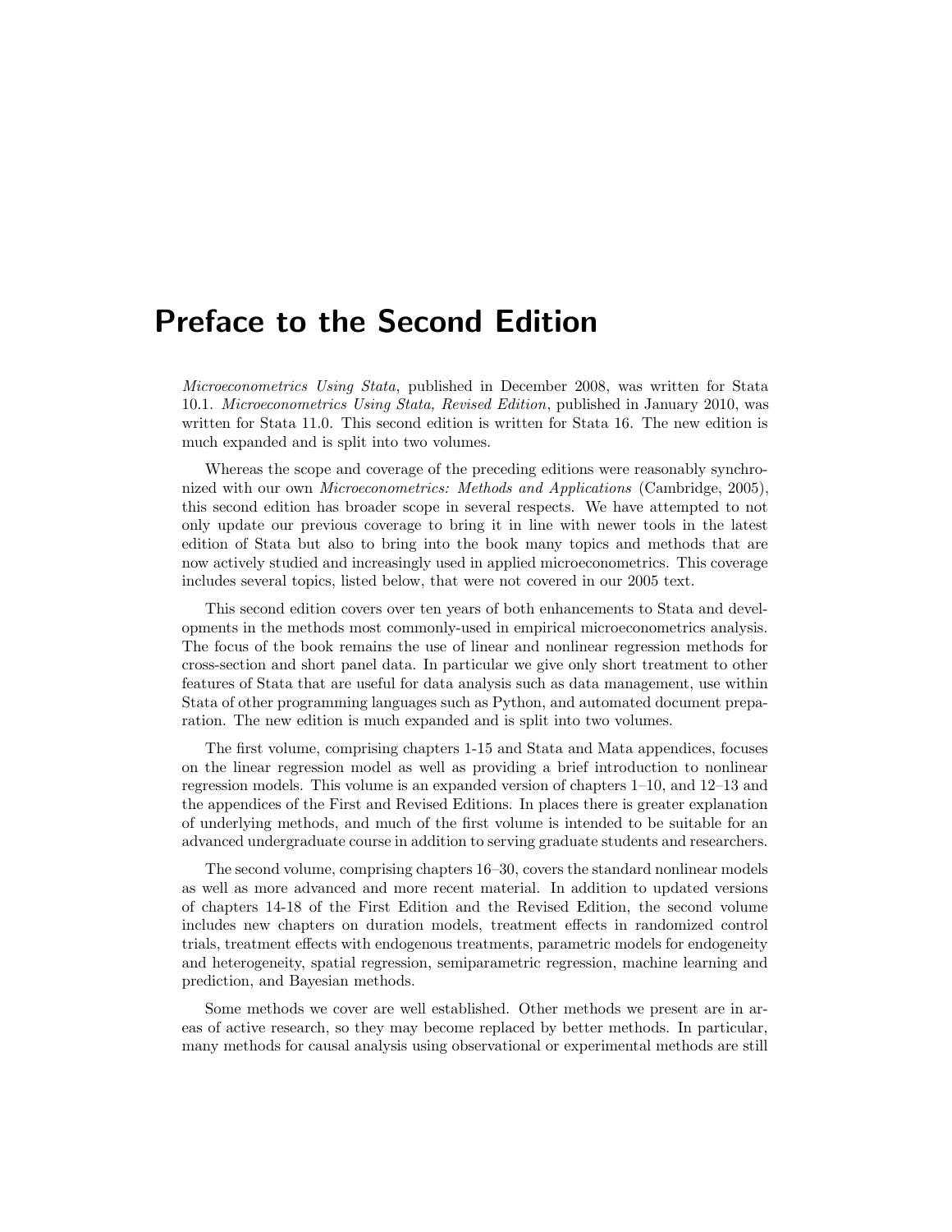# Preface to the Second Edition

*Microeconometrics Using Stata*, published in December 2008, was written for Stata 10.1. *Microeconometrics Using Stata, Revised Edition*, published in January 2010, was written for Stata 11.0. This second edition is written for Stata 16. The new edition is much expanded and is split into two volumes.

Whereas the scope and coverage of the preceding editions were reasonably synchronized with our own *Microeconometrics: Methods and Applications* (Cambridge, 2005), this second edition has broader scope in several respects. We have attempted to not only update our previous coverage to bring it in line with newer tools in the latest edition of Stata but also to bring into the book many topics and methods that are now actively studied and increasingly used in applied microeconometrics. This coverage includes several topics, listed below, that were not covered in our 2005 text.

This second edition covers over ten years of both enhancements to Stata and developments in the methods most commonly-used in empirical microeconometrics analysis. The focus of the book remains the use of linear and nonlinear regression methods for cross-section and short panel data. In particular we give only short treatment to other features of Stata that are useful for data analysis such as data management, use within Stata of other programming languages such as Python, and automated document preparation. The new edition is much expanded and is split into two volumes.

The first volume, comprising chapters 1-15 and Stata and Mata appendices, focuses on the linear regression model as well as providing a brief introduction to nonlinear regression models. This volume is an expanded version of chapters 1–10, and 12–13 and the appendices of the First and Revised Editions. In places there is greater explanation of underlying methods, and much of the first volume is intended to be suitable for an advanced undergraduate course in addition to serving graduate students and researchers.

The second volume, comprising chapters 16–30, covers the standard nonlinear models as well as more advanced and more recent material. In addition to updated versions of chapters 14-18 of the First Edition and the Revised Edition, the second volume includes new chapters on duration models, treatment effects in randomized control trials, treatment effects with endogenous treatments, parametric models for endogeneity and heterogeneity, spatial regression, semiparametric regression, machine learning and prediction, and Bayesian methods.

Some methods we cover are well established. Other methods we present are in areas of active research, so they may become replaced by better methods. In particular, many methods for causal analysis using observational or experimental methods are still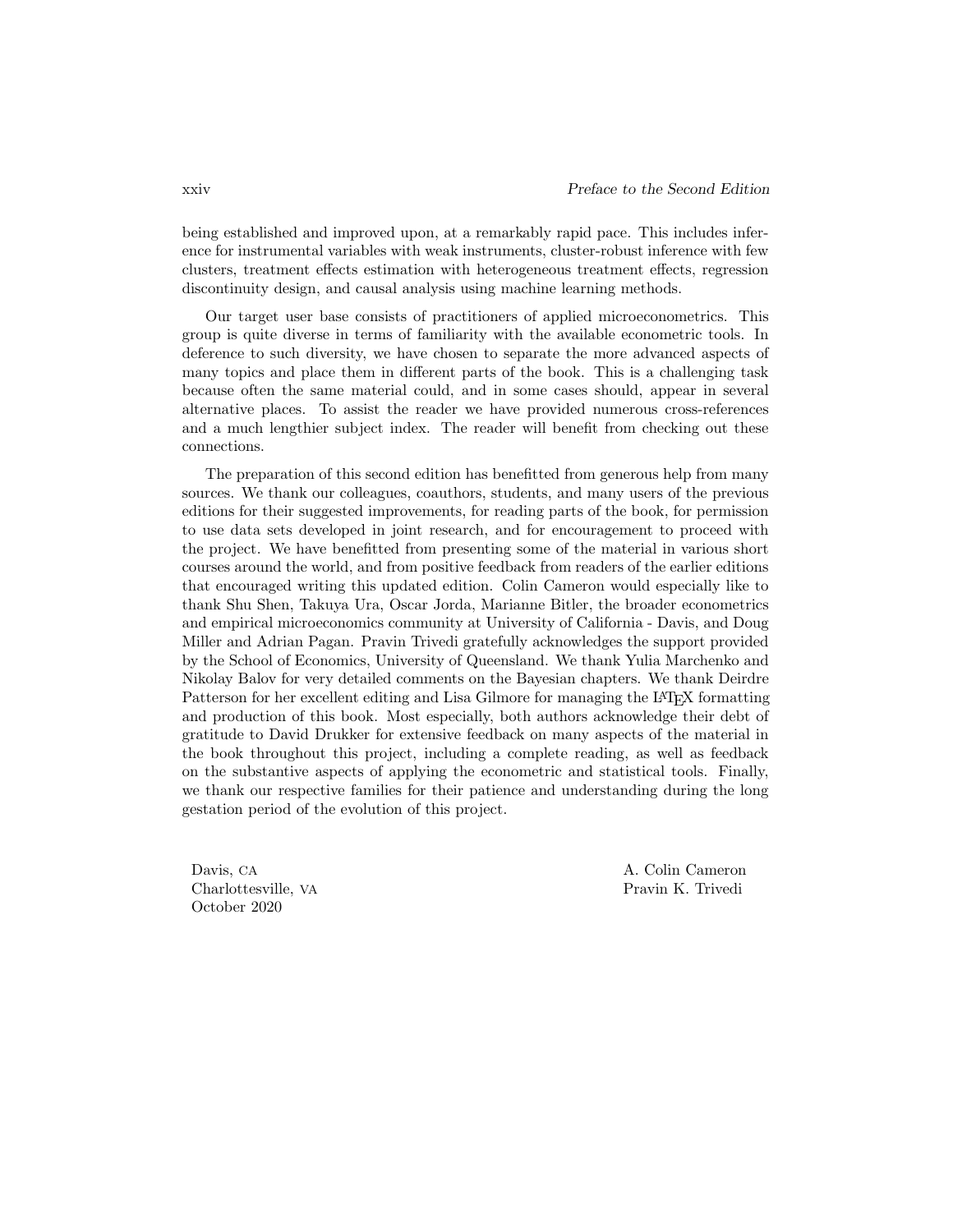being established and improved upon, at a remarkably rapid pace. This includes inference for instrumental variables with weak instruments, cluster-robust inference with few clusters, treatment effects estimation with heterogeneous treatment effects, regression discontinuity design, and causal analysis using machine learning methods.

Our target user base consists of practitioners of applied microeconometrics. This group is quite diverse in terms of familiarity with the available econometric tools. In deference to such diversity, we have chosen to separate the more advanced aspects of many topics and place them in different parts of the book. This is a challenging task because often the same material could, and in some cases should, appear in several alternative places. To assist the reader we have provided numerous cross-references and a much lengthier subject index. The reader will benefit from checking out these connections.

The preparation of this second edition has benefitted from generous help from many sources. We thank our colleagues, coauthors, students, and many users of the previous editions for their suggested improvements, for reading parts of the book, for permission to use data sets developed in joint research, and for encouragement to proceed with the project. We have benefitted from presenting some of the material in various short courses around the world, and from positive feedback from readers of the earlier editions that encouraged writing this updated edition. Colin Cameron would especially like to thank Shu Shen, Takuya Ura, Oscar Jorda, Marianne Bitler, the broader econometrics and empirical microeconomics community at University of California - Davis, and Doug Miller and Adrian Pagan. Pravin Trivedi gratefully acknowledges the support provided by the School of Economics, University of Queensland. We thank Yulia Marchenko and Nikolay Balov for very detailed comments on the Bayesian chapters. We thank Deirdre Patterson for her excellent editing and Lisa Gilmore for managing the LaTeX formatting and production of this book. Most especially, both authors acknowledge their debt of gratitude to David Drukker for extensive feedback on many aspects of the material in the book throughout this project, including a complete reading, as well as feedback on the substantive aspects of applying the econometric and statistical tools. Finally, we thank our respective families for their patience and understanding during the long gestation period of the evolution of this project.

Davis, CA — A. Colin Cameron
Charlottesville, VA — Pravin K. Trivedi
October 2020